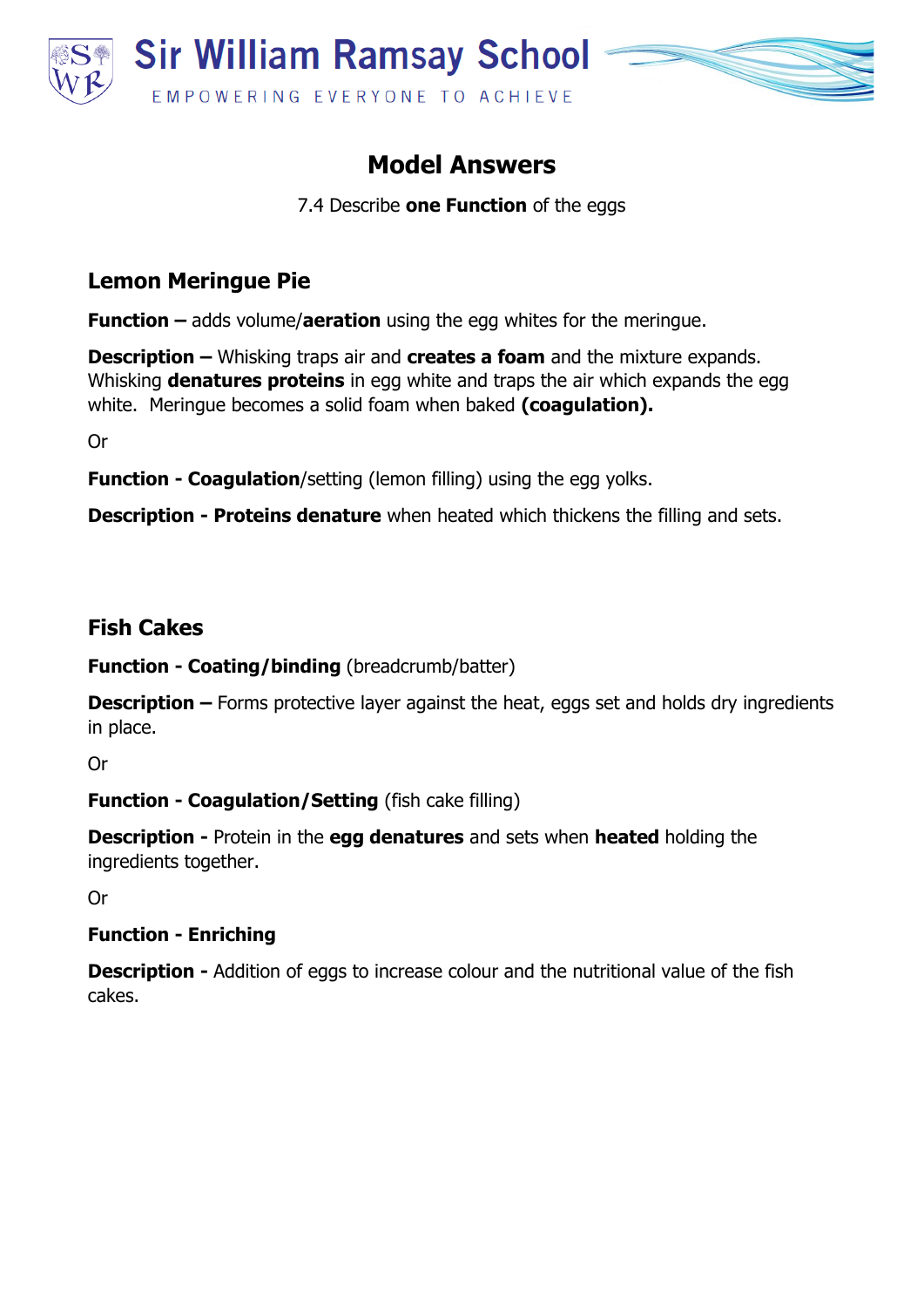# Sir William Ramsay School

EMPOWERING EVERYONE TO ACHIEVE

## Model Answers

7.4 Describe **one Function** of the eggs

### Lemon Meringue Pie

**Function –** adds volume/**aeration** using the egg whites for the meringue.

**Description –** Whisking traps air and **creates a foam** and the mixture expands. Whisking **denatures proteins** in egg white and traps the air which expands the egg white. Meringue becomes a solid foam when baked **(coagulation).**

Or

**Function - Coagulation**/setting (lemon filling) using the egg yolks.

**Description - Proteins denature** when heated which thickens the filling and sets.

### Fish Cakes

**Function - Coating/binding** (breadcrumb/batter)

**Description –** Forms protective layer against the heat, eggs set and holds dry ingredients in place.

Or

**Function - Coagulation/Setting** (fish cake filling)

**Description -** Protein in the **egg denatures** and sets when **heated** holding the ingredients together.

Or

**Function - Enriching**

**Description -** Addition of eggs to increase colour and the nutritional value of the fish cakes.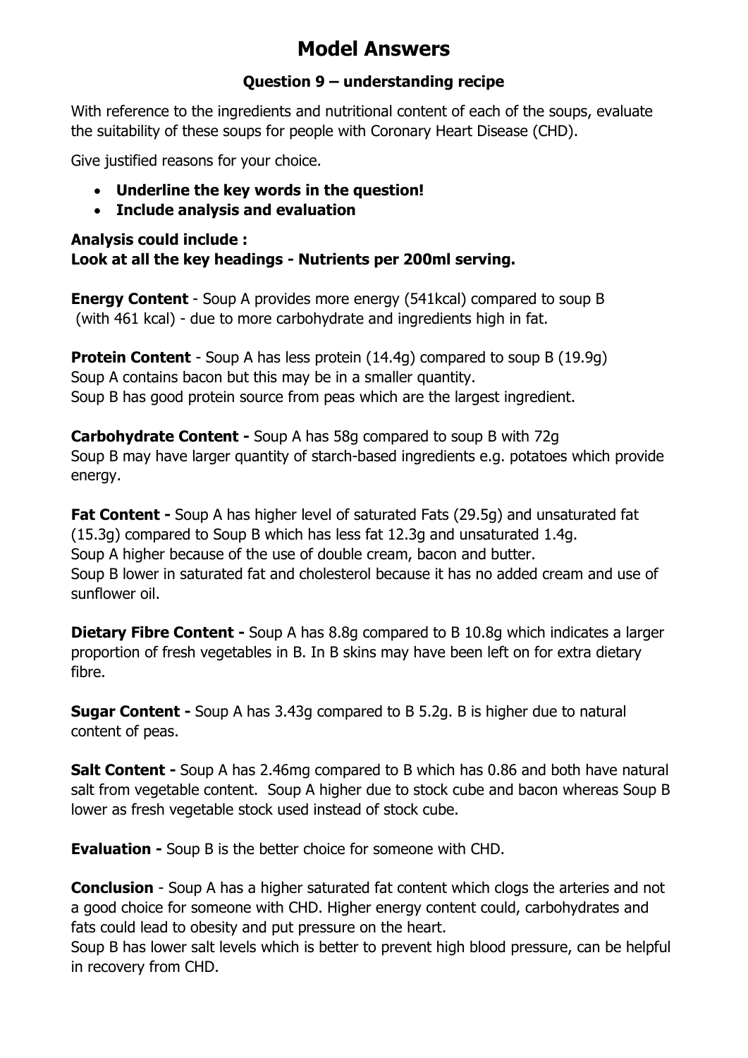# Model Answers

**Question 9 – understanding recipe**

With reference to the ingredients and nutritional content of each of the soups, evaluate the suitability of these soups for people with Coronary Heart Disease (CHD).

Give justified reasons for your choice.

- **Underline the key words in the question!**
- **Include analysis and evaluation**

**Analysis could include :**
**Look at all the key headings - Nutrients per 200ml serving.**

**Energy Content** - Soup A provides more energy (541kcal) compared to soup B (with 461 kcal) - due to more carbohydrate and ingredients high in fat.

**Protein Content** - Soup A has less protein (14.4g) compared to soup B (19.9g)
Soup A contains bacon but this may be in a smaller quantity.
Soup B has good protein source from peas which are the largest ingredient.

**Carbohydrate Content -** Soup A has 58g compared to soup B with 72g
Soup B may have larger quantity of starch-based ingredients e.g. potatoes which provide energy.

**Fat Content -** Soup A has higher level of saturated Fats (29.5g) and unsaturated fat (15.3g) compared to Soup B which has less fat 12.3g and unsaturated 1.4g.
Soup A higher because of the use of double cream, bacon and butter.
Soup B lower in saturated fat and cholesterol because it has no added cream and use of sunflower oil.

**Dietary Fibre Content -** Soup A has 8.8g compared to B 10.8g which indicates a larger proportion of fresh vegetables in B. In B skins may have been left on for extra dietary fibre.

**Sugar Content -** Soup A has 3.43g compared to B 5.2g. B is higher due to natural content of peas.

**Salt Content -** Soup A has 2.46mg compared to B which has 0.86 and both have natural salt from vegetable content. Soup A higher due to stock cube and bacon whereas Soup B lower as fresh vegetable stock used instead of stock cube.

**Evaluation -** Soup B is the better choice for someone with CHD.

**Conclusion** - Soup A has a higher saturated fat content which clogs the arteries and not a good choice for someone with CHD. Higher energy content could, carbohydrates and fats could lead to obesity and put pressure on the heart.
Soup B has lower salt levels which is better to prevent high blood pressure, can be helpful in recovery from CHD.